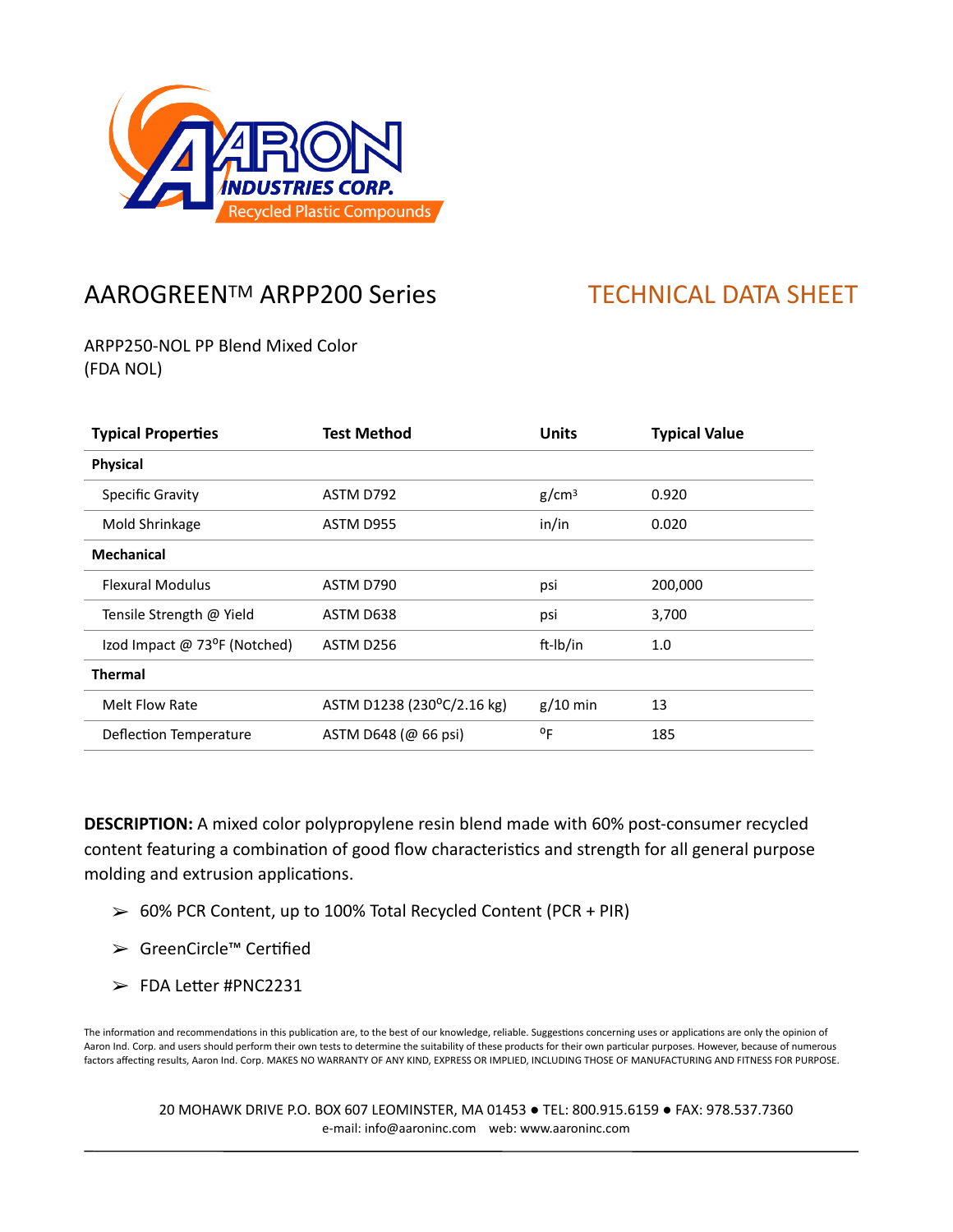AARON INDUSTRIES CORP.
Recycled Plastic Compounds

# AAROGREEN™ ARPP200 Series

## TECHNICAL DATA SHEET

ARPP250-NOL PP Blend Mixed Color
(FDA NOL)

| Typical Properties | Test Method | Units | Typical Value |
|---|---|---|---|
| **Physical** | | | |
| Specific Gravity | ASTM D792 | g/cm³ | 0.920 |
| Mold Shrinkage | ASTM D955 | in/in | 0.020 |
| **Mechanical** | | | |
| Flexural Modulus | ASTM D790 | psi | 200,000 |
| Tensile Strength @ Yield | ASTM D638 | psi | 3,700 |
| Izod Impact @ 73°F (Notched) | ASTM D256 | ft-lb/in | 1.0 |
| **Thermal** | | | |
| Melt Flow Rate | ASTM D1238 (230°C/2.16 kg) | g/10 min | 13 |
| Deflection Temperature | ASTM D648 (@ 66 psi) | °F | 185 |

**DESCRIPTION:** A mixed color polypropylene resin blend made with 60% post-consumer recycled content featuring a combination of good flow characteristics and strength for all general purpose molding and extrusion applications.

- 60% PCR Content, up to 100% Total Recycled Content (PCR + PIR)
- GreenCircle™ Certified
- FDA Letter #PNC2231

The information and recommendations in this publication are, to the best of our knowledge, reliable. Suggestions concerning uses or applications are only the opinion of Aaron Ind. Corp. and users should perform their own tests to determine the suitability of these products for their own particular purposes. However, because of numerous factors affecting results, Aaron Ind. Corp. MAKES NO WARRANTY OF ANY KIND, EXPRESS OR IMPLIED, INCLUDING THOSE OF MANUFACTURING AND FITNESS FOR PURPOSE.

20 MOHAWK DRIVE P.O. BOX 607 LEOMINSTER, MA 01453 ● TEL: 800.915.6159 ● FAX: 978.537.7360
e-mail: info@aaroninc.com web: www.aaroninc.com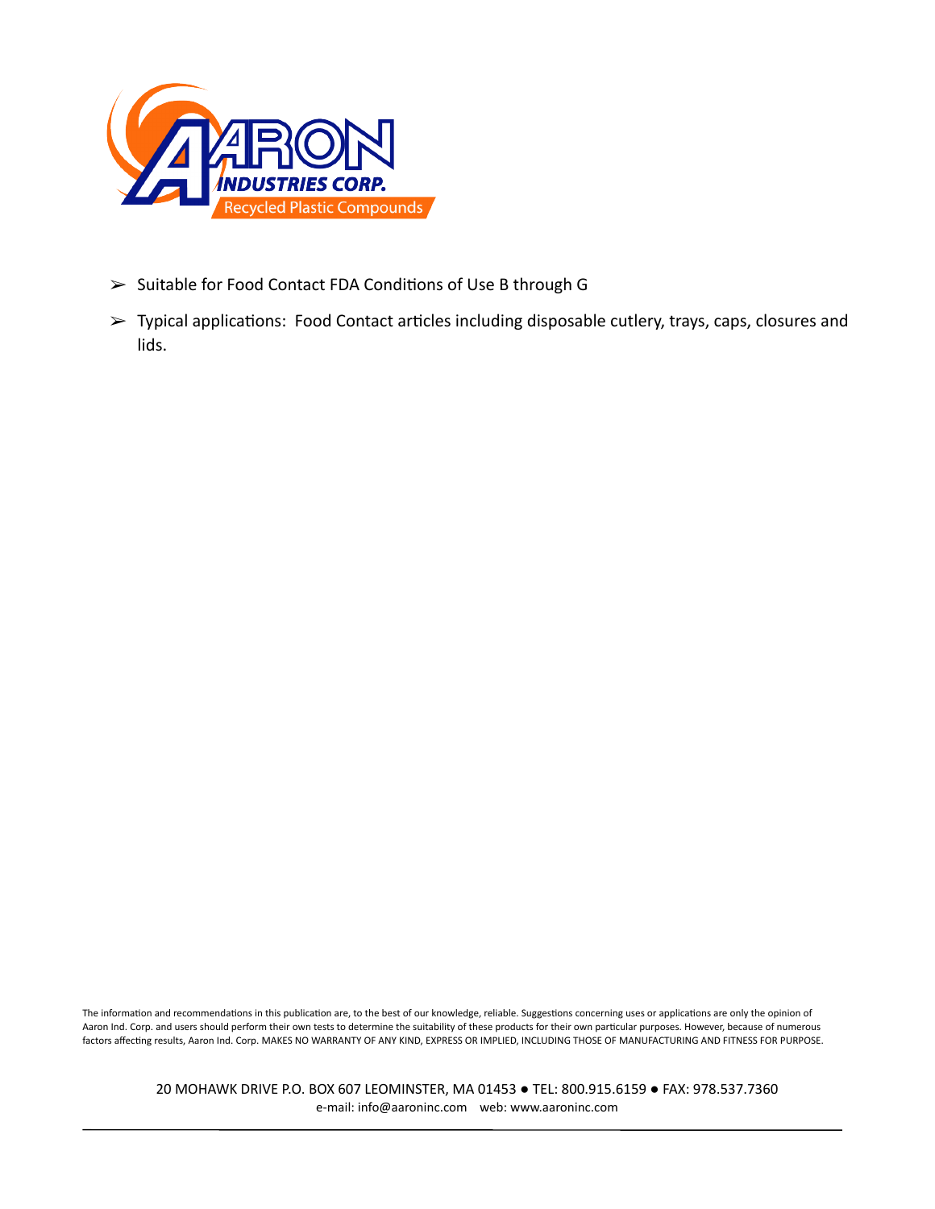- Suitable for Food Contact FDA Conditions of Use B through G
- Typical applications: Food Contact articles including disposable cutlery, trays, caps, closures and lids.

The information and recommendations in this publication are, to the best of our knowledge, reliable. Suggestions concerning uses or applications are only the opinion of Aaron Ind. Corp. and users should perform their own tests to determine the suitability of these products for their own particular purposes. However, because of numerous factors affecting results, Aaron Ind. Corp. MAKES NO WARRANTY OF ANY KIND, EXPRESS OR IMPLIED, INCLUDING THOSE OF MANUFACTURING AND FITNESS FOR PURPOSE.

20 MOHAWK DRIVE P.O. BOX 607 LEOMINSTER, MA 01453 ● TEL: 800.915.6159 ● FAX: 978.537.7360
e-mail: info@aaroninc.com web: www.aaroninc.com